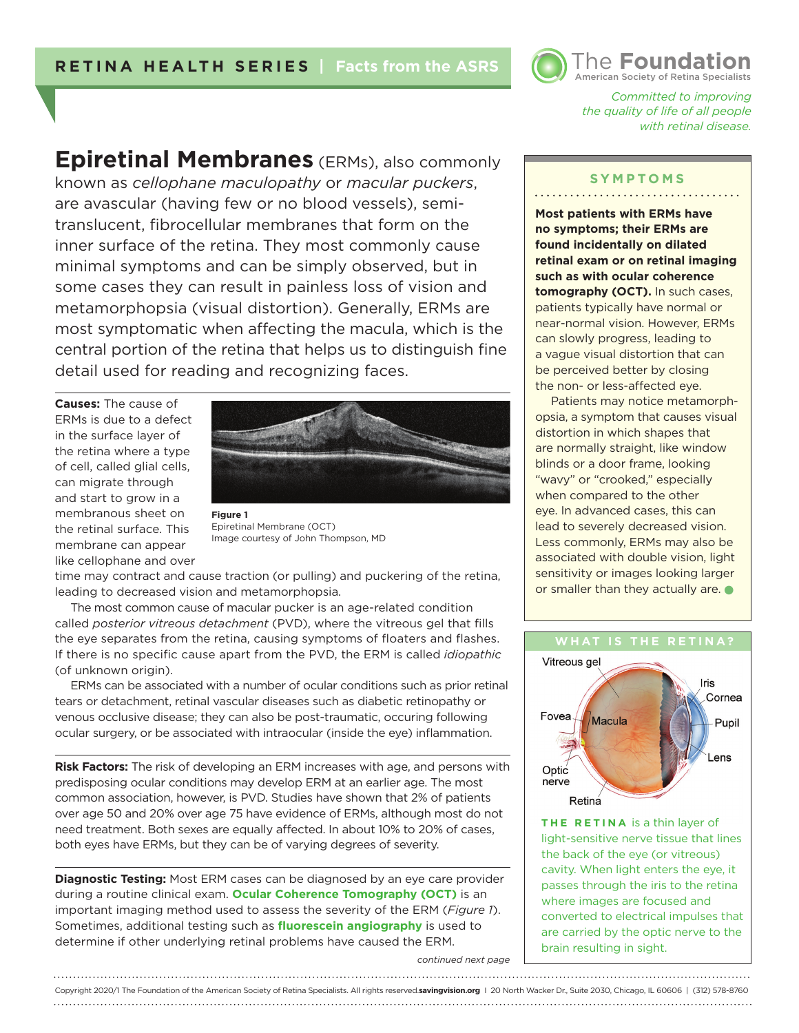# Epiretinal Membranes

**Epiretinal Membranes** (ERMs), also commonly known as *cellophane maculopathy* or *macular puckers*, are avascular (having few or no blood vessels), semi-translucent, fibrocellular membranes that form on the inner surface of the retina. They most commonly cause minimal symptoms and can be simply observed, but in some cases they can result in painless loss of vision and metamorphopsia (visual distortion). Generally, ERMs are most symptomatic when affecting the macula, which is the central portion of the retina that helps us to distinguish fine detail used for reading and recognizing faces.

**Causes:** The cause of ERMs is due to a defect in the surface layer of the retina where a type of cell, called glial cells, can migrate through and start to grow in a membranous sheet on the retinal surface. This membrane can appear like cellophane and over time may contract and cause traction (or pulling) and puckering of the retina, leading to decreased vision and metamorphopsia.

**Figure 1**
Epiretinal Membrane (OCT)
Image courtesy of John Thompson, MD

The most common cause of macular pucker is an age-related condition called *posterior vitreous detachment* (PVD), where the vitreous gel that fills the eye separates from the retina, causing symptoms of floaters and flashes. If there is no specific cause apart from the PVD, the ERM is called *idiopathic* (of unknown origin).

ERMs can be associated with a number of ocular conditions such as prior retinal tears or detachment, retinal vascular diseases such as diabetic retinopathy or venous occlusive disease; they can also be post-traumatic, occuring following ocular surgery, or be associated with intraocular (inside the eye) inflammation.

**Risk Factors:** The risk of developing an ERM increases with age, and persons with predisposing ocular conditions may develop ERM at an earlier age. The most common association, however, is PVD. Studies have shown that 2% of patients over age 50 and 20% over age 75 have evidence of ERMs, although most do not need treatment. Both sexes are equally affected. In about 10% to 20% of cases, both eyes have ERMs, but they can be of varying degrees of severity.

**Diagnostic Testing:** Most ERM cases can be diagnosed by an eye care provider during a routine clinical exam. **Ocular Coherence Tomography (OCT)** is an important imaging method used to assess the severity of the ERM (*Figure 1*). Sometimes, additional testing such as **fluorescein angiography** is used to determine if other underlying retinal problems have caused the ERM.

*continued next page*

## SYMPTOMS

**Most patients with ERMs have no symptoms; their ERMs are found incidentally on dilated retinal exam or on retinal imaging such as with ocular coherence tomography (OCT).** In such cases, patients typically have normal or near-normal vision. However, ERMs can slowly progress, leading to a vague visual distortion that can be perceived better by closing the non- or less-affected eye.

Patients may notice metamorphopsia, a symptom that causes visual distortion in which shapes that are normally straight, like window blinds or a door frame, looking "wavy" or "crooked," especially when compared to the other eye. In advanced cases, this can lead to severely decreased vision. Less commonly, ERMs may also be associated with double vision, light sensitivity or images looking larger or smaller than they actually are.

## WHAT IS THE RETINA?

Vitreous gel, Iris, Cornea, Fovea, Macula, Pupil, Lens, Optic nerve, Retina

**THE RETINA** is a thin layer of light-sensitive nerve tissue that lines the back of the eye (or vitreous) cavity. When light enters the eye, it passes through the iris to the retina where images are focused and converted to electrical impulses that are carried by the optic nerve to the brain resulting in sight.

Copyright 2020/1 The Foundation of the American Society of Retina Specialists. All rights reserved. savingvision.org | 20 North Wacker Dr., Suite 2030, Chicago, IL 60606 | (312) 578-8760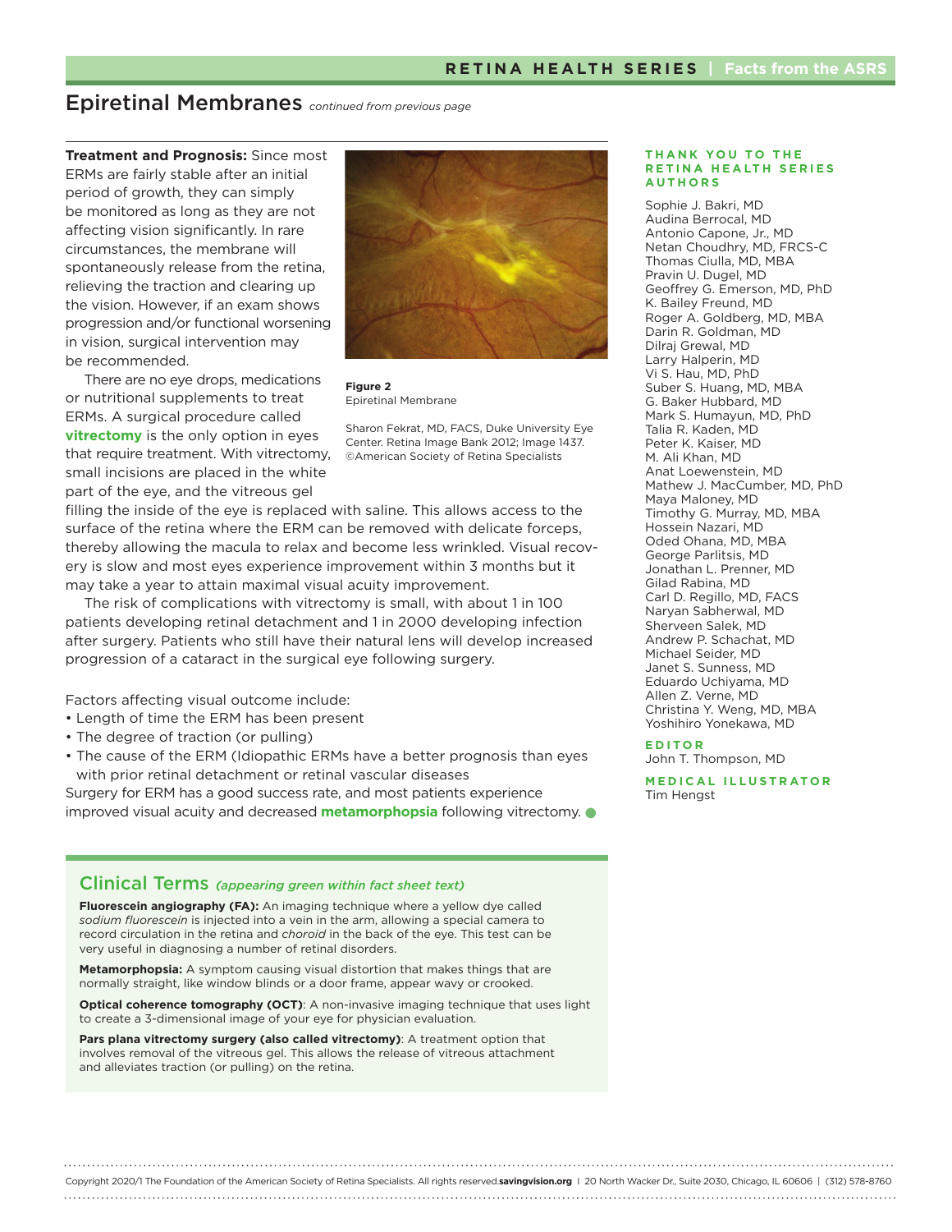# Epiretinal Membranes *continued from previous page*

**Treatment and Prognosis:** Since most ERMs are fairly stable after an initial period of growth, they can simply be monitored as long as they are not affecting vision significantly. In rare circumstances, the membrane will spontaneously release from the retina, relieving the traction and clearing up the vision. However, if an exam shows progression and/or functional worsening in vision, surgical intervention may be recommended.

There are no eye drops, medications or nutritional supplements to treat ERMs. A surgical procedure called **vitrectomy** is the only option in eyes that require treatment. With vitrectomy, small incisions are placed in the white part of the eye, and the vitreous gel filling the inside of the eye is replaced with saline. This allows access to the surface of the retina where the ERM can be removed with delicate forceps, thereby allowing the macula to relax and become less wrinkled. Visual recovery is slow and most eyes experience improvement within 3 months but it may take a year to attain maximal visual acuity improvement.

The risk of complications with vitrectomy is small, with about 1 in 100 patients developing retinal detachment and 1 in 2000 developing infection after surgery. Patients who still have their natural lens will develop increased progression of a cataract in the surgical eye following surgery.

**Figure 2**
Epiretinal Membrane

Sharon Fekrat, MD, FACS, Duke University Eye Center. Retina Image Bank 2012; Image 1437. ©American Society of Retina Specialists

Factors affecting visual outcome include:

- Length of time the ERM has been present
- The degree of traction (or pulling)
- The cause of the ERM (Idiopathic ERMs have a better prognosis than eyes with prior retinal detachment or retinal vascular diseases

Surgery for ERM has a good success rate, and most patients experience improved visual acuity and decreased **metamorphopsia** following vitrectomy.

## Clinical Terms *(appearing green within fact sheet text)*

**Fluorescein angiography (FA):** An imaging technique where a yellow dye called *sodium fluorescein* is injected into a vein in the arm, allowing a special camera to record circulation in the retina and *choroid* in the back of the eye. This test can be very useful in diagnosing a number of retinal disorders.

**Metamorphopsia:** A symptom causing visual distortion that makes things that are normally straight, like window blinds or a door frame, appear wavy or crooked.

**Optical coherence tomography (OCT)**: A non-invasive imaging technique that uses light to create a 3-dimensional image of your eye for physician evaluation.

**Pars plana vitrectomy surgery (also called vitrectomy)**: A treatment option that involves removal of the vitreous gel. This allows the release of vitreous attachment and alleviates traction (or pulling) on the retina.

### THANK YOU TO THE RETINA HEALTH SERIES AUTHORS

Sophie J. Bakri, MD
Audina Berrocal, MD
Antonio Capone, Jr., MD
Netan Choudhry, MD, FRCS-C
Thomas Ciulla, MD, MBA
Pravin U. Dugel, MD
Geoffrey G. Emerson, MD, PhD
K. Bailey Freund, MD
Roger A. Goldberg, MD, MBA
Darin R. Goldman, MD
Dilraj Grewal, MD
Larry Halperin, MD
Vi S. Hau, MD, PhD
Suber S. Huang, MD, MBA
G. Baker Hubbard, MD
Mark S. Humayun, MD, PhD
Talia R. Kaden, MD
Peter K. Kaiser, MD
M. Ali Khan, MD
Anat Loewenstein, MD
Mathew J. MacCumber, MD, PhD
Maya Maloney, MD
Timothy G. Murray, MD, MBA
Hossein Nazari, MD
Oded Ohana, MD, MBA
George Parlitsis, MD
Jonathan L. Prenner, MD
Gilad Rabina, MD
Carl D. Regillo, MD, FACS
Naryan Sabherwal, MD
Sherveen Salek, MD
Andrew P. Schachat, MD
Michael Seider, MD
Janet S. Sunness, MD
Eduardo Uchiyama, MD
Allen Z. Verne, MD
Christina Y. Weng, MD, MBA
Yoshihiro Yonekawa, MD

### EDITOR

John T. Thompson, MD

### MEDICAL ILLUSTRATOR

Tim Hengst

Copyright 2020/1 The Foundation of the American Society of Retina Specialists. All rights reserved. **savingvision.org** | 20 North Wacker Dr., Suite 2030, Chicago, IL 60606 | (312) 578-8760